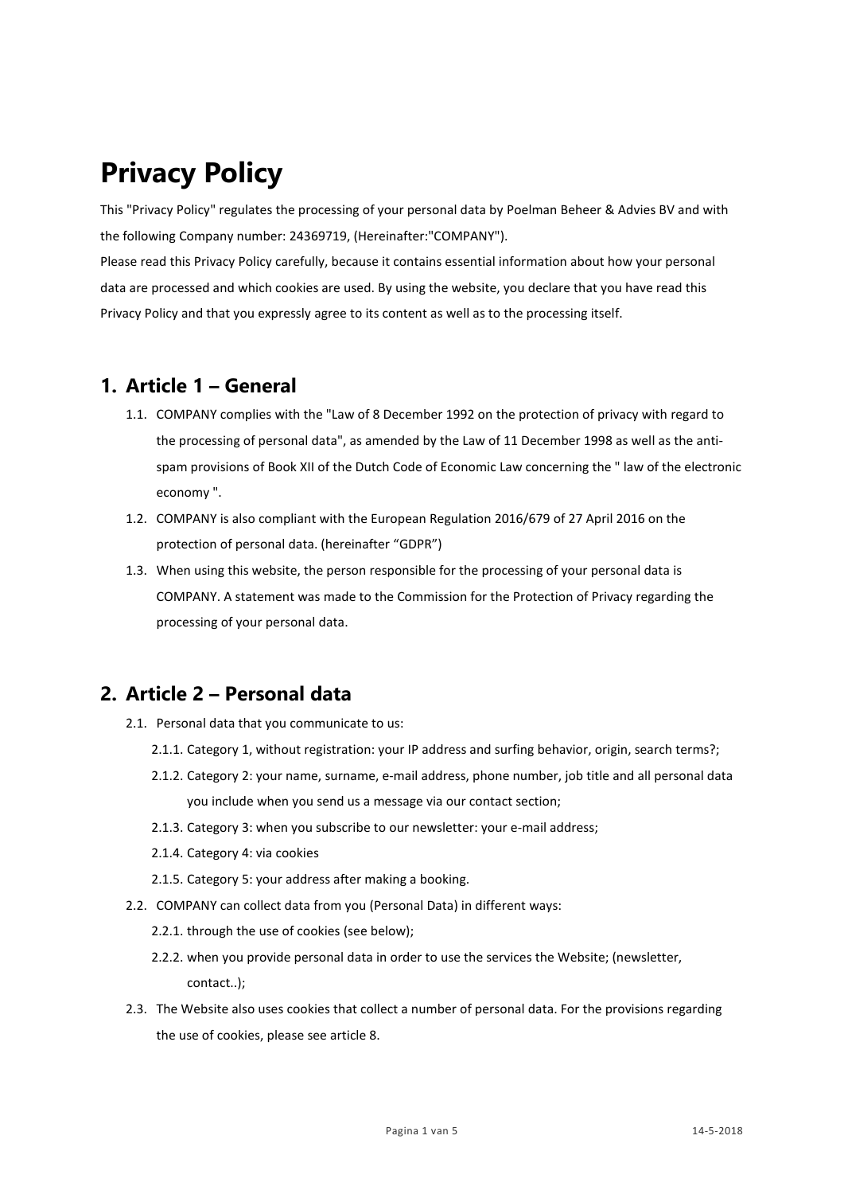# Privacy Policy

This "Privacy Policy" regulates the processing of your personal data by Poelman Beheer & Advies BV and with the following Company number: 24369719, (Hereinafter:"COMPANY").

Please read this Privacy Policy carefully, because it contains essential information about how your personal data are processed and which cookies are used. By using the website, you declare that you have read this Privacy Policy and that you expressly agree to its content as well as to the processing itself.

## 1. Article 1 – General

- 1.1. COMPANY complies with the "Law of 8 December 1992 on the protection of privacy with regard to the processing of personal data", as amended by the Law of 11 December 1998 as well as the anti-spam provisions of Book XII of the Dutch Code of Economic Law concerning the " law of the electronic economy ".
- 1.2. COMPANY is also compliant with the European Regulation 2016/679 of 27 April 2016 on the protection of personal data. (hereinafter “GDPR”)
- 1.3. When using this website, the person responsible for the processing of your personal data is COMPANY. A statement was made to the Commission for the Protection of Privacy regarding the processing of your personal data.

## 2. Article 2 – Personal data

- 2.1. Personal data that you communicate to us:
  - 2.1.1. Category 1, without registration: your IP address and surfing behavior, origin, search terms?;
  - 2.1.2. Category 2: your name, surname, e-mail address, phone number, job title and all personal data you include when you send us a message via our contact section;
  - 2.1.3. Category 3: when you subscribe to our newsletter: your e-mail address;
  - 2.1.4. Category 4: via cookies
  - 2.1.5. Category 5: your address after making a booking.
- 2.2. COMPANY can collect data from you (Personal Data) in different ways:
  - 2.2.1. through the use of cookies (see below);
  - 2.2.2. when you provide personal data in order to use the services the Website; (newsletter, contact..);
- 2.3. The Website also uses cookies that collect a number of personal data. For the provisions regarding the use of cookies, please see article 8.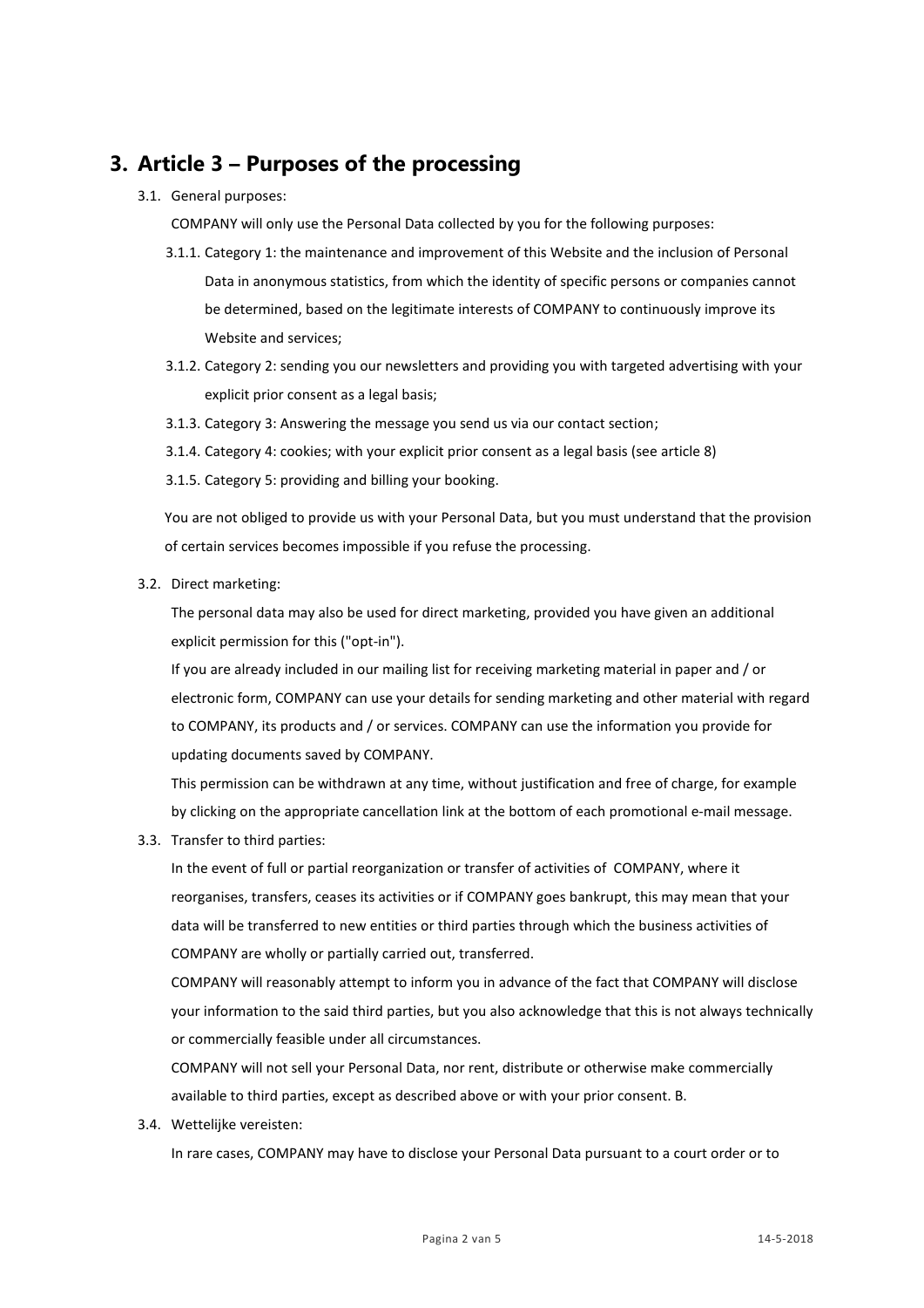# 3. Article 3 – Purposes of the processing

3.1. General purposes:

COMPANY will only use the Personal Data collected by you for the following purposes:

3.1.1. Category 1: the maintenance and improvement of this Website and the inclusion of Personal Data in anonymous statistics, from which the identity of specific persons or companies cannot be determined, based on the legitimate interests of COMPANY to continuously improve its Website and services;

3.1.2. Category 2: sending you our newsletters and providing you with targeted advertising with your explicit prior consent as a legal basis;

3.1.3. Category 3: Answering the message you send us via our contact section;

3.1.4. Category 4: cookies; with your explicit prior consent as a legal basis (see article 8)

3.1.5. Category 5: providing and billing your booking.

You are not obliged to provide us with your Personal Data, but you must understand that the provision of certain services becomes impossible if you refuse the processing.

3.2. Direct marketing:

The personal data may also be used for direct marketing, provided you have given an additional explicit permission for this ("opt-in").

If you are already included in our mailing list for receiving marketing material in paper and / or electronic form, COMPANY can use your details for sending marketing and other material with regard to COMPANY, its products and / or services. COMPANY can use the information you provide for updating documents saved by COMPANY.

This permission can be withdrawn at any time, without justification and free of charge, for example by clicking on the appropriate cancellation link at the bottom of each promotional e-mail message.

3.3. Transfer to third parties:

In the event of full or partial reorganization or transfer of activities of COMPANY, where it reorganises, transfers, ceases its activities or if COMPANY goes bankrupt, this may mean that your data will be transferred to new entities or third parties through which the business activities of COMPANY are wholly or partially carried out, transferred.

COMPANY will reasonably attempt to inform you in advance of the fact that COMPANY will disclose your information to the said third parties, but you also acknowledge that this is not always technically or commercially feasible under all circumstances.

COMPANY will not sell your Personal Data, nor rent, distribute or otherwise make commercially available to third parties, except as described above or with your prior consent. B.

3.4. Wettelijke vereisten:

In rare cases, COMPANY may have to disclose your Personal Data pursuant to a court order or to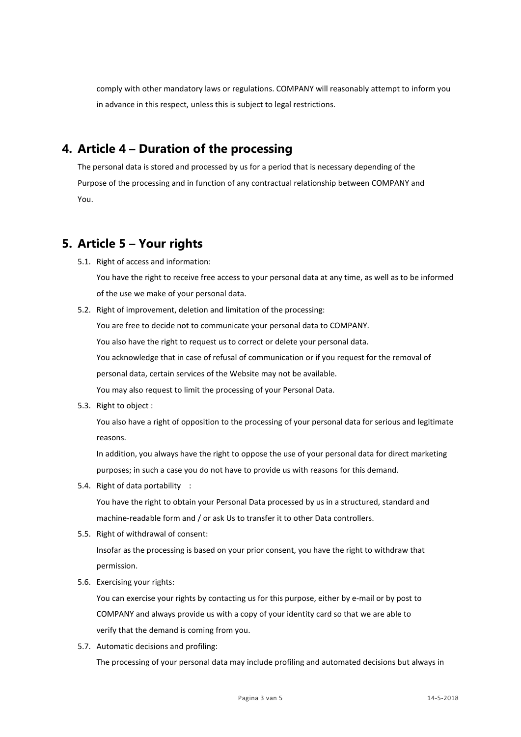comply with other mandatory laws or regulations. COMPANY will reasonably attempt to inform you in advance in this respect, unless this is subject to legal restrictions.

## 4. Article 4 – Duration of the processing

The personal data is stored and processed by us for a period that is necessary depending of the Purpose of the processing and in function of any contractual relationship between COMPANY and You.

## 5. Article 5 – Your rights

5.1. Right of access and information:

You have the right to receive free access to your personal data at any time, as well as to be informed of the use we make of your personal data.

5.2. Right of improvement, deletion and limitation of the processing:

You are free to decide not to communicate your personal data to COMPANY.

You also have the right to request us to correct or delete your personal data.

You acknowledge that in case of refusal of communication or if you request for the removal of personal data, certain services of the Website may not be available.

You may also request to limit the processing of your Personal Data.

5.3. Right to object :

You also have a right of opposition to the processing of your personal data for serious and legitimate reasons.

In addition, you always have the right to oppose the use of your personal data for direct marketing purposes; in such a case you do not have to provide us with reasons for this demand.

5.4. Right of data portability :

You have the right to obtain your Personal Data processed by us in a structured, standard and machine-readable form and / or ask Us to transfer it to other Data controllers.

5.5. Right of withdrawal of consent:

Insofar as the processing is based on your prior consent, you have the right to withdraw that permission.

5.6. Exercising your rights:

You can exercise your rights by contacting us for this purpose, either by e-mail or by post to COMPANY and always provide us with a copy of your identity card so that we are able to verify that the demand is coming from you.

5.7. Automatic decisions and profiling:

The processing of your personal data may include profiling and automated decisions but always in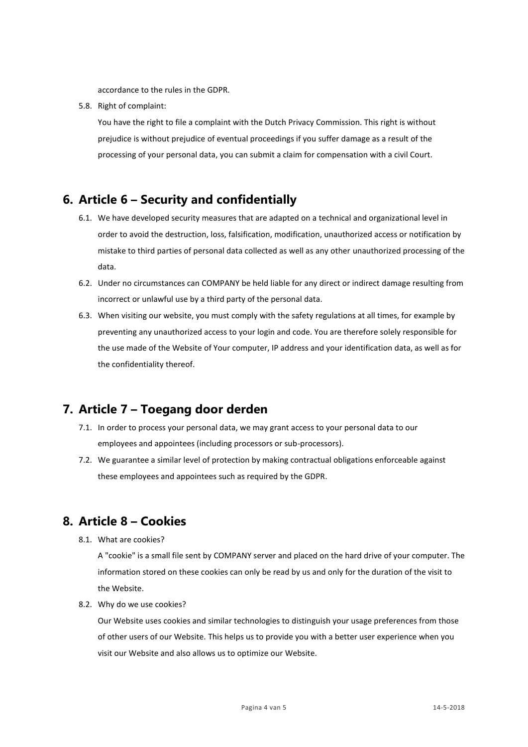accordance to the rules in the GDPR.

5.8. Right of complaint:

You have the right to file a complaint with the Dutch Privacy Commission. This right is without prejudice is without prejudice of eventual proceedings if you suffer damage as a result of the processing of your personal data, you can submit a claim for compensation with a civil Court.

## 6. Article 6 – Security and confidentially

6.1. We have developed security measures that are adapted on a technical and organizational level in order to avoid the destruction, loss, falsification, modification, unauthorized access or notification by mistake to third parties of personal data collected as well as any other unauthorized processing of the data.

6.2. Under no circumstances can COMPANY be held liable for any direct or indirect damage resulting from incorrect or unlawful use by a third party of the personal data.

6.3. When visiting our website, you must comply with the safety regulations at all times, for example by preventing any unauthorized access to your login and code. You are therefore solely responsible for the use made of the Website of Your computer, IP address and your identification data, as well as for the confidentiality thereof.

## 7. Article 7 – Toegang door derden

7.1. In order to process your personal data, we may grant access to your personal data to our employees and appointees (including processors or sub-processors).

7.2. We guarantee a similar level of protection by making contractual obligations enforceable against these employees and appointees such as required by the GDPR.

## 8. Article 8 – Cookies

8.1. What are cookies?

A "cookie" is a small file sent by COMPANY server and placed on the hard drive of your computer. The information stored on these cookies can only be read by us and only for the duration of the visit to the Website.

8.2. Why do we use cookies?

Our Website uses cookies and similar technologies to distinguish your usage preferences from those of other users of our Website. This helps us to provide you with a better user experience when you visit our Website and also allows us to optimize our Website.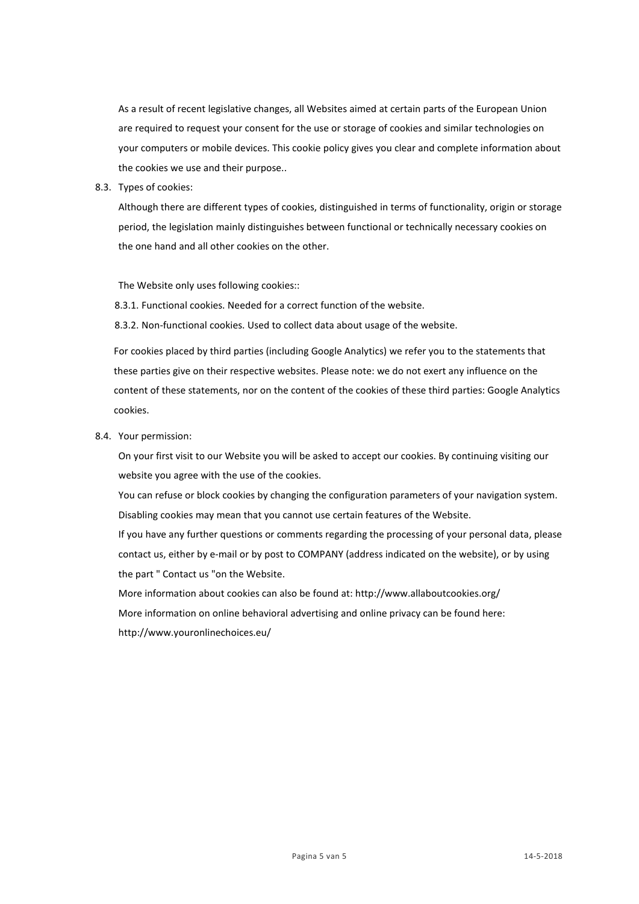As a result of recent legislative changes, all Websites aimed at certain parts of the European Union are required to request your consent for the use or storage of cookies and similar technologies on your computers or mobile devices. This cookie policy gives you clear and complete information about the cookies we use and their purpose..

8.3. Types of cookies:

Although there are different types of cookies, distinguished in terms of functionality, origin or storage period, the legislation mainly distinguishes between functional or technically necessary cookies on the one hand and all other cookies on the other.

The Website only uses following cookies::

8.3.1. Functional cookies. Needed for a correct function of the website.

8.3.2. Non-functional cookies. Used to collect data about usage of the website.

For cookies placed by third parties (including Google Analytics) we refer you to the statements that these parties give on their respective websites. Please note: we do not exert any influence on the content of these statements, nor on the content of the cookies of these third parties: Google Analytics cookies.

8.4. Your permission:

On your first visit to our Website you will be asked to accept our cookies. By continuing visiting our website you agree with the use of the cookies.

You can refuse or block cookies by changing the configuration parameters of your navigation system. Disabling cookies may mean that you cannot use certain features of the Website.

If you have any further questions or comments regarding the processing of your personal data, please contact us, either by e-mail or by post to COMPANY (address indicated on the website), or by using the part " Contact us "on the Website.

More information about cookies can also be found at: http://www.allaboutcookies.org/

More information on online behavioral advertising and online privacy can be found here: http://www.youronlinechoices.eu/